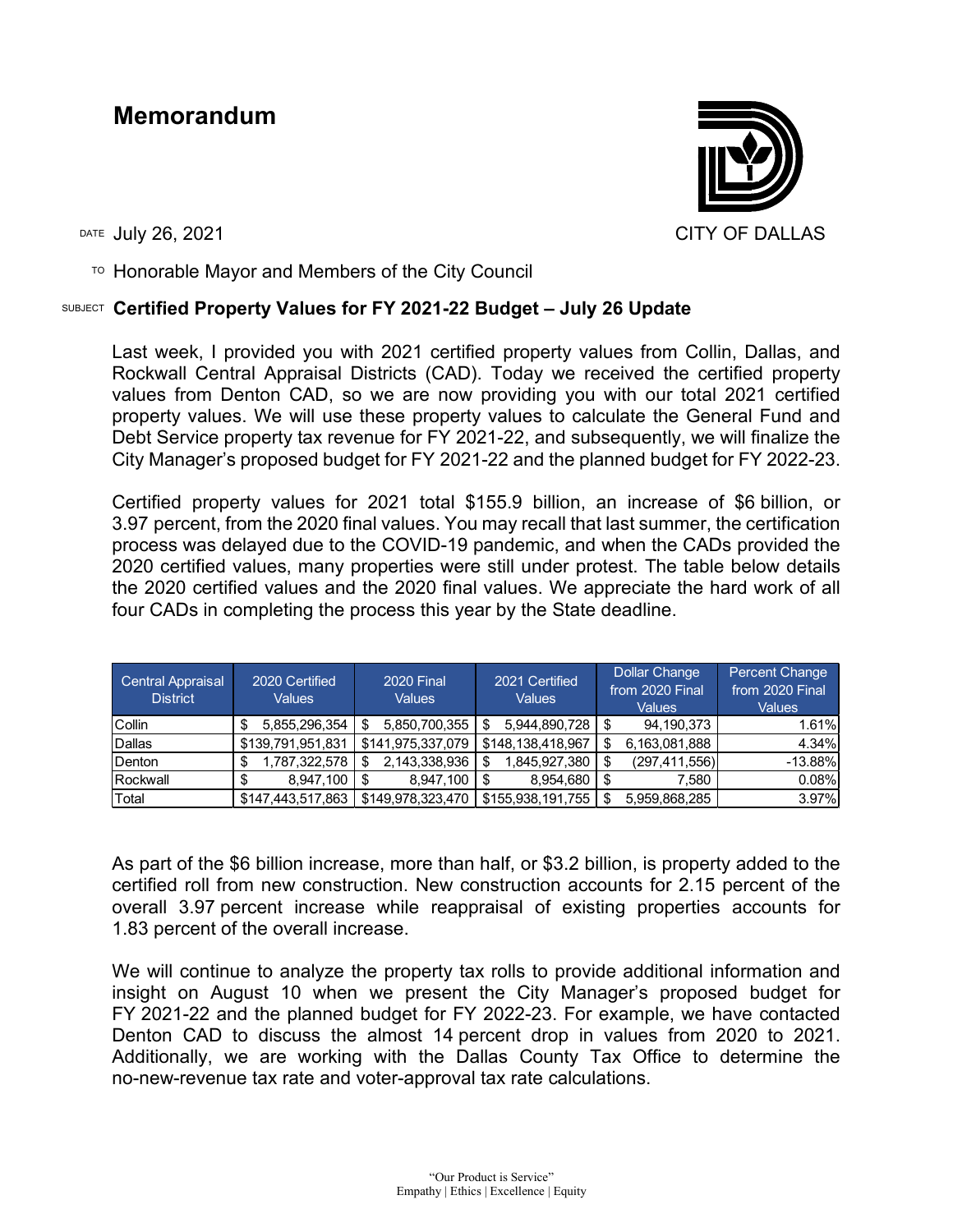# Memorandum

CITY OF DALLAS

DATE July 26, 2021

TO Honorable Mayor and Members of the City Council

SUBJECT **Certified Property Values for FY 2021-22 Budget – July 26 Update**

Last week, I provided you with 2021 certified property values from Collin, Dallas, and Rockwall Central Appraisal Districts (CAD). Today we received the certified property values from Denton CAD, so we are now providing you with our total 2021 certified property values. We will use these property values to calculate the General Fund and Debt Service property tax revenue for FY 2021-22, and subsequently, we will finalize the City Manager's proposed budget for FY 2021-22 and the planned budget for FY 2022-23.

Certified property values for 2021 total $155.9 billion, an increase of $6 billion, or 3.97 percent, from the 2020 final values. You may recall that last summer, the certification process was delayed due to the COVID-19 pandemic, and when the CADs provided the 2020 certified values, many properties were still under protest. The table below details the 2020 certified values and the 2020 final values. We appreciate the hard work of all four CADs in completing the process this year by the State deadline.

| Central Appraisal District | 2020 Certified Values | 2020 Final Values | 2021 Certified Values | Dollar Change from 2020 Final Values | Percent Change from 2020 Final Values |
|---|---|---|---|---|---|
| Collin | $ 5,855,296,354 | $ 5,850,700,355 | $ 5,944,890,728 | $ 94,190,373 | 1.61% |
| Dallas | $139,791,951,831 | $141,975,337,079 | $148,138,418,967 | $ 6,163,081,888 | 4.34% |
| Denton | $ 1,787,322,578 | $ 2,143,338,936 | $ 1,845,927,380 | $ (297,411,556) | -13.88% |
| Rockwall | $ 8,947,100 | $ 8,947,100 | $ 8,954,680 | $ 7,580 | 0.08% |
| Total | $147,443,517,863 | $149,978,323,470 | $155,938,191,755 | $ 5,959,868,285 | 3.97% |

As part of the $6 billion increase, more than half, or $3.2 billion, is property added to the certified roll from new construction. New construction accounts for 2.15 percent of the overall 3.97 percent increase while reappraisal of existing properties accounts for 1.83 percent of the overall increase.

We will continue to analyze the property tax rolls to provide additional information and insight on August 10 when we present the City Manager's proposed budget for FY 2021-22 and the planned budget for FY 2022-23. For example, we have contacted Denton CAD to discuss the almost 14 percent drop in values from 2020 to 2021. Additionally, we are working with the Dallas County Tax Office to determine the no-new-revenue tax rate and voter-approval tax rate calculations.

"Our Product is Service"
Empathy | Ethics | Excellence | Equity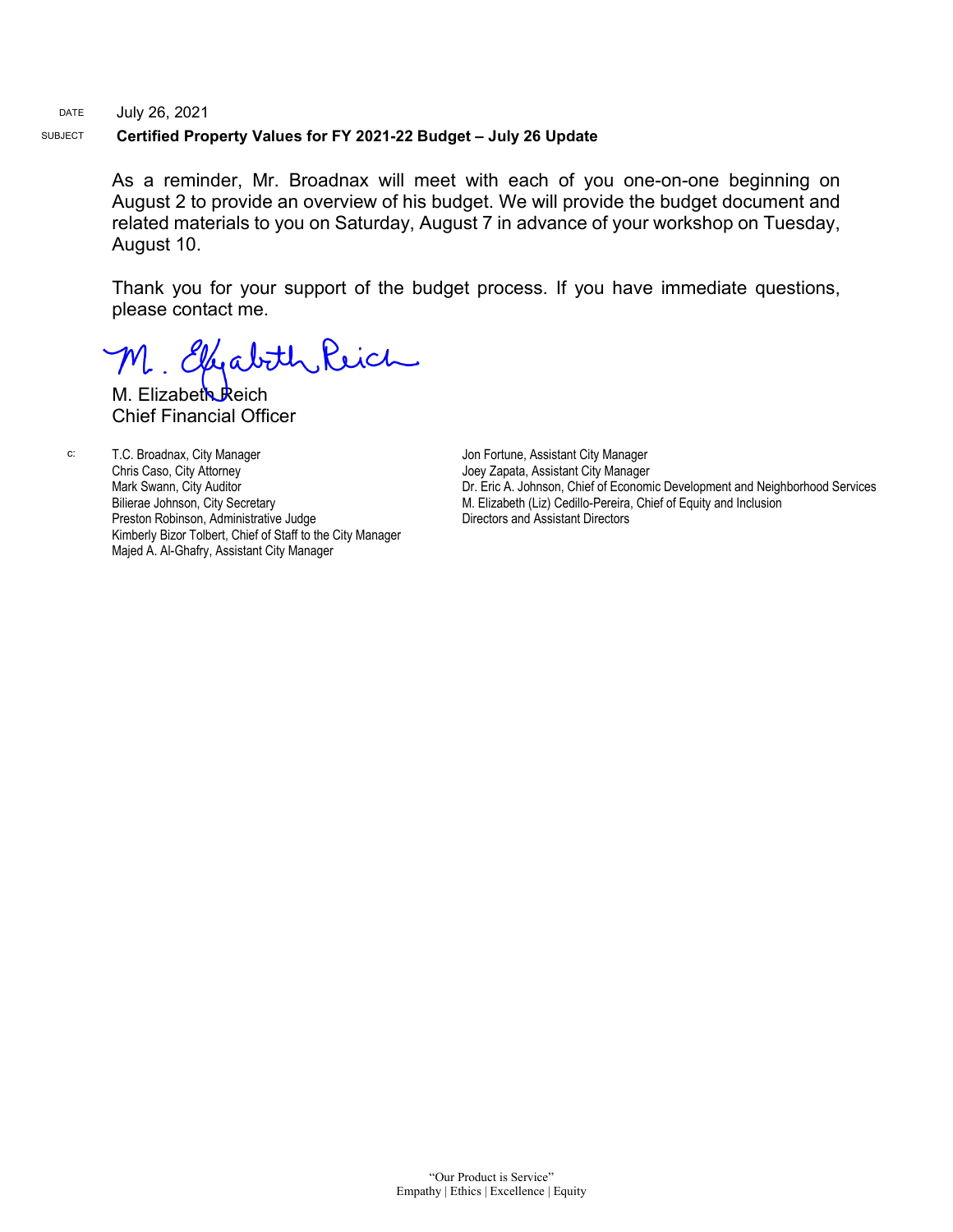DATE July 26, 2021

SUBJECT **Certified Property Values for FY 2021-22 Budget – July 26 Update**

As a reminder, Mr. Broadnax will meet with each of you one-on-one beginning on August 2 to provide an overview of his budget. We will provide the budget document and related materials to you on Saturday, August 7 in advance of your workshop on Tuesday, August 10.

Thank you for your support of the budget process. If you have immediate questions, please contact me.

M. Elizabeth Reich
Chief Financial Officer

c:
T.C. Broadnax, City Manager
Chris Caso, City Attorney
Mark Swann, City Auditor
Bilierae Johnson, City Secretary
Preston Robinson, Administrative Judge
Kimberly Bizor Tolbert, Chief of Staff to the City Manager
Majed A. Al-Ghafry, Assistant City Manager
Jon Fortune, Assistant City Manager
Joey Zapata, Assistant City Manager
Dr. Eric A. Johnson, Chief of Economic Development and Neighborhood Services
M. Elizabeth (Liz) Cedillo-Pereira, Chief of Equity and Inclusion
Directors and Assistant Directors

"Our Product is Service"
Empathy | Ethics | Excellence | Equity